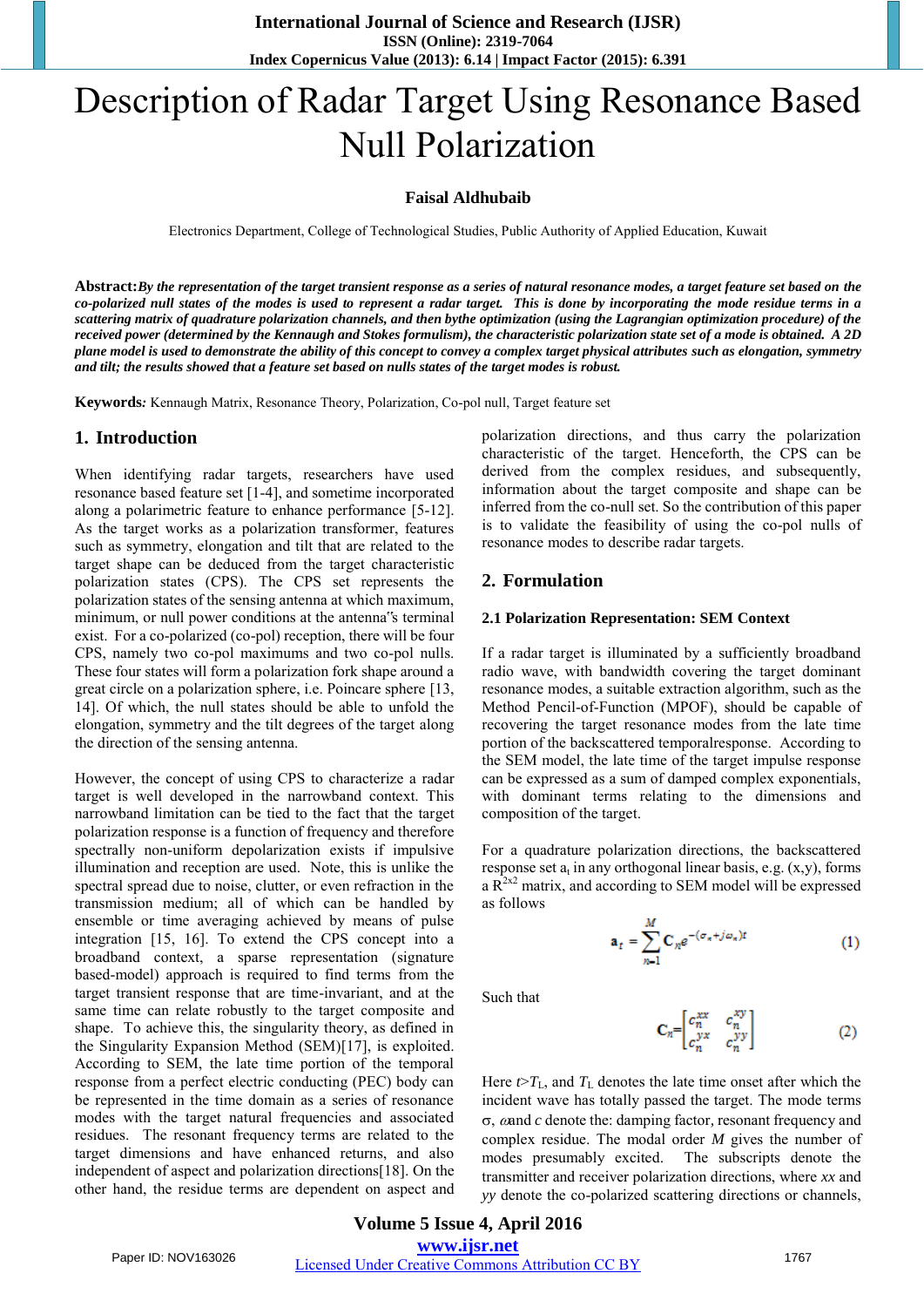# Description of Radar Target Using Resonance Based Null Polarization

**Faisal Aldhubaib**

Electronics Department, College of Technological Studies, Public Authority of Applied Education, Kuwait

**Abstract:** *By the representation of the target transient response as a series of natural resonance modes, a target feature set based on the co-polarized null states of the modes is used to represent a radar target. This is done by incorporating the mode residue terms in a scattering matrix of quadrature polarization channels, and then bythe optimization (using the Lagrangian optimization procedure) of the received power (determined by the Kennaugh and Stokes formulism), the characteristic polarization state set of a mode is obtained. A 2D plane model is used to demonstrate the ability of this concept to convey a complex target physical attributes such as elongation, symmetry and tilt; the results showed that a feature set based on nulls states of the target modes is robust.*

**Keywords***:* Kennaugh Matrix, Resonance Theory, Polarization, Co-pol null, Target feature set

## 1. Introduction

When identifying radar targets, researchers have used resonance based feature set [1-4], and sometime incorporated along a polarimetric feature to enhance performance [5-12]. As the target works as a polarization transformer, features such as symmetry, elongation and tilt that are related to the target shape can be deduced from the target characteristic polarization states (CPS). The CPS set represents the polarization states of the sensing antenna at which maximum, minimum, or null power conditions at the antenna‟s terminal exist. For a co-polarized (co-pol) reception, there will be four CPS, namely two co-pol maximums and two co-pol nulls. These four states will form a polarization fork shape around a great circle on a polarization sphere, i.e. Poincare sphere [13, 14]. Of which, the null states should be able to unfold the elongation, symmetry and the tilt degrees of the target along the direction of the sensing antenna.

However, the concept of using CPS to characterize a radar target is well developed in the narrowband context. This narrowband limitation can be tied to the fact that the target polarization response is a function of frequency and therefore spectrally non-uniform depolarization exists if impulsive illumination and reception are used. Note, this is unlike the spectral spread due to noise, clutter, or even refraction in the transmission medium; all of which can be handled by ensemble or time averaging achieved by means of pulse integration [15, 16]. To extend the CPS concept into a broadband context, a sparse representation (signature based-model) approach is required to find terms from the target transient response that are time-invariant, and at the same time can relate robustly to the target composite and shape. To achieve this, the singularity theory, as defined in the Singularity Expansion Method (SEM)[17], is exploited. According to SEM, the late time portion of the temporal response from a perfect electric conducting (PEC) body can be represented in the time domain as a series of resonance modes with the target natural frequencies and associated residues. The resonant frequency terms are related to the target dimensions and have enhanced returns, and also independent of aspect and polarization directions[18]. On the other hand, the residue terms are dependent on aspect and polarization directions, and thus carry the polarization characteristic of the target. Henceforth, the CPS can be derived from the complex residues, and subsequently, information about the target composite and shape can be inferred from the co-null set. So the contribution of this paper is to validate the feasibility of using the co-pol nulls of resonance modes to describe radar targets.

## 2. Formulation

### 2.1 Polarization Representation: SEM Context

If a radar target is illuminated by a sufficiently broadband radio wave, with bandwidth covering the target dominant resonance modes, a suitable extraction algorithm, such as the Method Pencil-of-Function (MPOF), should be capable of recovering the target resonance modes from the late time portion of the backscattered temporalresponse. According to the SEM model, the late time of the target impulse response can be expressed as a sum of damped complex exponentials, with dominant terms relating to the dimensions and composition of the target.

For a quadrature polarization directions, the backscattered response set $\mathbf{a}_t$ in any orthogonal linear basis, e.g. (x,y), forms a $R^{2x2}$ matrix, and according to SEM model will be expressed as follows

$$\mathbf{a}_t = \sum_{n=1}^{M} \mathbf{C}_n e^{-(\sigma_n + j\omega_n)t} \qquad (1)$$

Such that

$$\mathbf{C}_n = \begin{bmatrix} c_n^{xx} & c_n^{xy} \\ c_n^{yx} & c_n^{yy} \end{bmatrix} \qquad (2)$$

Here $t > T_L$, and $T_L$ denotes the late time onset after which the incident wave has totally passed the target. The mode terms $\sigma$, $\omega$ and $c$ denote the: damping factor, resonant frequency and complex residue. The modal order $M$ gives the number of modes presumably excited. The subscripts denote the transmitter and receiver polarization directions, where *xx* and *yy* denote the co-polarized scattering directions or channels,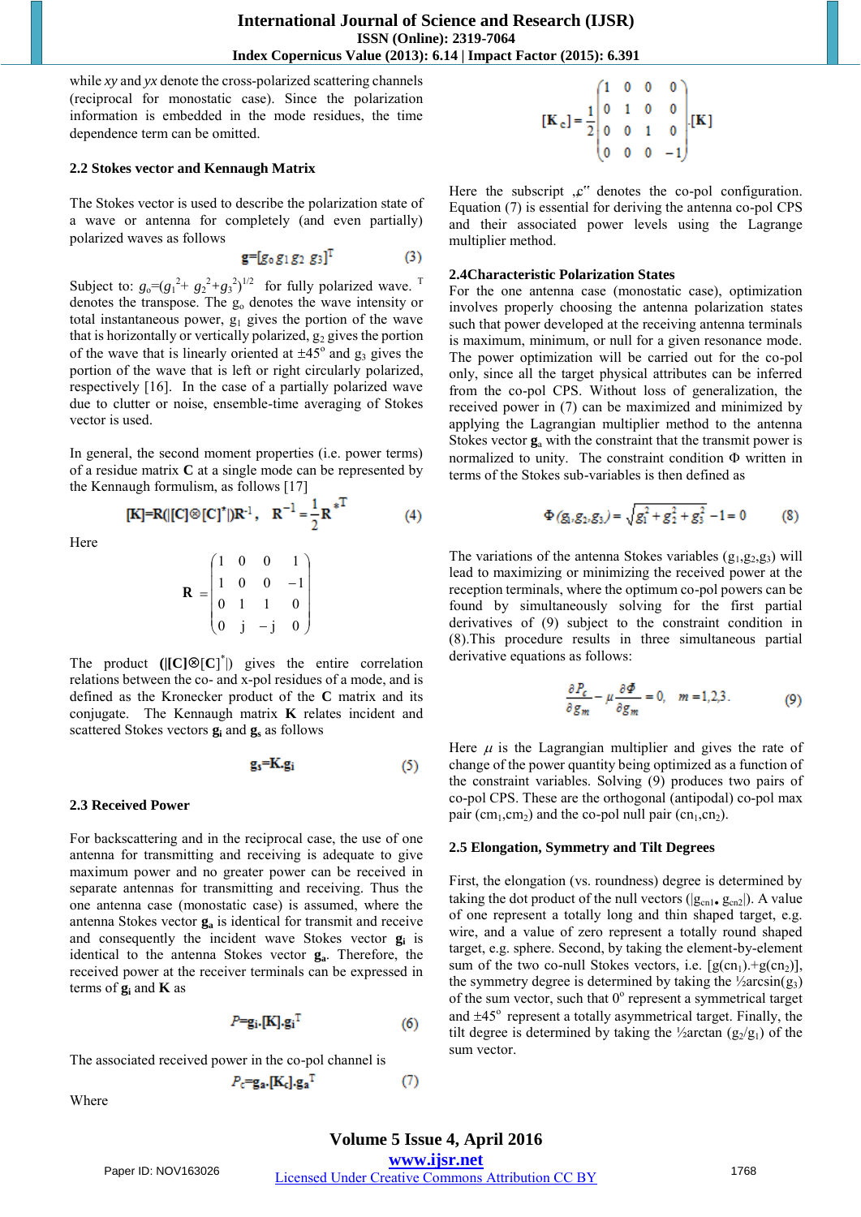while *xy* and *yx* denote the cross-polarized scattering channels (reciprocal for monostatic case). Since the polarization information is embedded in the mode residues, the time dependence term can be omitted.

### 2.2 Stokes vector and Kennaugh Matrix

The Stokes vector is used to describe the polarization state of a wave or antenna for completely (and even partially) polarized waves as follows

$$\mathbf{g}=[g_0\ g_1\ g_2\ g_3]^T \quad (3)$$

Subject to: $g_o=(g_1^2+g_2^2+g_3^2)^{1/2}$ for fully polarized wave. $^T$ denotes the transpose. The $g_o$ denotes the wave intensity or total instantaneous power, $g_1$ gives the portion of the wave that is horizontally or vertically polarized, $g_2$ gives the portion of the wave that is linearly oriented at $\pm45^o$ and $g_3$ gives the portion of the wave that is left or right circularly polarized, respectively [16]. In the case of a partially polarized wave due to clutter or noise, ensemble-time averaging of Stokes vector is used.

In general, the second moment properties (i.e. power terms) of a residue matrix **C** at a single mode can be represented by the Kennaugh formulism, as follows [17]

$$[\mathbf{K}]=\mathbf{R}(|[\mathbf{C}]\otimes[\mathbf{C}]^*|)\mathbf{R}^{-1},\quad \mathbf{R}^{-1}=\frac{1}{2}\mathbf{R}^{*T} \quad (4)$$

Here

$$\mathbf{R}=\begin{pmatrix}1&0&0&1\\1&0&0&-1\\0&1&1&0\\0&j&-j&0\end{pmatrix}$$

The product $(|[\mathbf{C}]\otimes[\mathbf{C}]^*|)$ gives the entire correlation relations between the co- and x-pol residues of a mode, and is defined as the Kronecker product of the **C** matrix and its conjugate. The Kennaugh matrix **K** relates incident and scattered Stokes vectors $\mathbf{g_i}$ and $\mathbf{g_s}$ as follows

$$\mathbf{g_s}=\mathbf{K}.\mathbf{g_i} \quad (5)$$

### 2.3 Received Power

For backscattering and in the reciprocal case, the use of one antenna for transmitting and receiving is adequate to give maximum power and no greater power can be received in separate antennas for transmitting and receiving. Thus the one antenna case (monostatic case) is assumed, where the antenna Stokes vector $\mathbf{g_a}$ is identical for transmit and receive and consequently the incident wave Stokes vector $\mathbf{g_i}$ is identical to the antenna Stokes vector $\mathbf{g_a}$. Therefore, the received power at the receiver terminals can be expressed in terms of $\mathbf{g_i}$ and **K** as

$$P=\mathbf{g_i}.[\mathbf{K}].\mathbf{g_i}^T \quad (6)$$

The associated received power in the co-pol channel is

$$P_c=\mathbf{g_a}.[\mathbf{K_c}].\mathbf{g_a}^T \quad (7)$$

Where

$$[\mathbf{K}_c]=\frac{1}{2}\begin{pmatrix}1&0&0&0\\0&1&0&0\\0&0&1&0\\0&0&0&-1\end{pmatrix}.[\mathbf{K}]$$

Here the subscript „c" denotes the co-pol configuration. Equation (7) is essential for deriving the antenna co-pol CPS and their associated power levels using the Lagrange multiplier method.

### 2.4Characteristic Polarization States

For the one antenna case (monostatic case), optimization involves properly choosing the antenna polarization states such that power developed at the receiving antenna terminals is maximum, minimum, or null for a given resonance mode. The power optimization will be carried out for the co-pol only, since all the target physical attributes can be inferred from the co-pol CPS. Without loss of generalization, the received power in (7) can be maximized and minimized by applying the Lagrangian multiplier method to the antenna Stokes vector $\mathbf{g_a}$ with the constraint that the transmit power is normalized to unity. The constraint condition Φ written in terms of the Stokes sub-variables is then defined as

$$\Phi(g_1,g_2,g_3)=\sqrt{g_1^2+g_2^2+g_3^2}-1=0 \quad (8)$$

The variations of the antenna Stokes variables ($g_1$,$g_2$,$g_3$) will lead to maximizing or minimizing the received power at the reception terminals, where the optimum co-pol powers can be found by simultaneously solving for the first partial derivatives of (9) subject to the constraint condition in (8).This procedure results in three simultaneous partial derivative equations as follows:

$$\frac{\partial P_c}{\partial g_m}-\mu\frac{\partial\Phi}{\partial g_m}=0,\quad m=1,2,3. \quad (9)$$

Here $\mu$ is the Lagrangian multiplier and gives the rate of change of the power quantity being optimized as a function of the constraint variables. Solving (9) produces two pairs of co-pol CPS. These are the orthogonal (antipodal) co-pol max pair ($cm_1$,$cm_2$) and the co-pol null pair ($cn_1$,$cn_2$).

### 2.5 Elongation, Symmetry and Tilt Degrees

First, the elongation (vs. roundness) degree is determined by taking the dot product of the null vectors ($|g_{cn1}\cdot g_{cn2}|$). A value of one represent a totally long and thin shaped target, e.g. wire, and a value of zero represent a totally round shaped target, e.g. sphere. Second, by taking the element-by-element sum of the two co-null Stokes vectors, i.e. $[g(cn_1).+g(cn_2)]$, the symmetry degree is determined by taking the ½arcsin($g_3$) of the sum vector, such that $0^o$ represent a symmetrical target and $\pm45^o$ represent a totally asymmetrical target. Finally, the tilt degree is determined by taking the ½arctan ($g_2$/$g_1$) of the sum vector.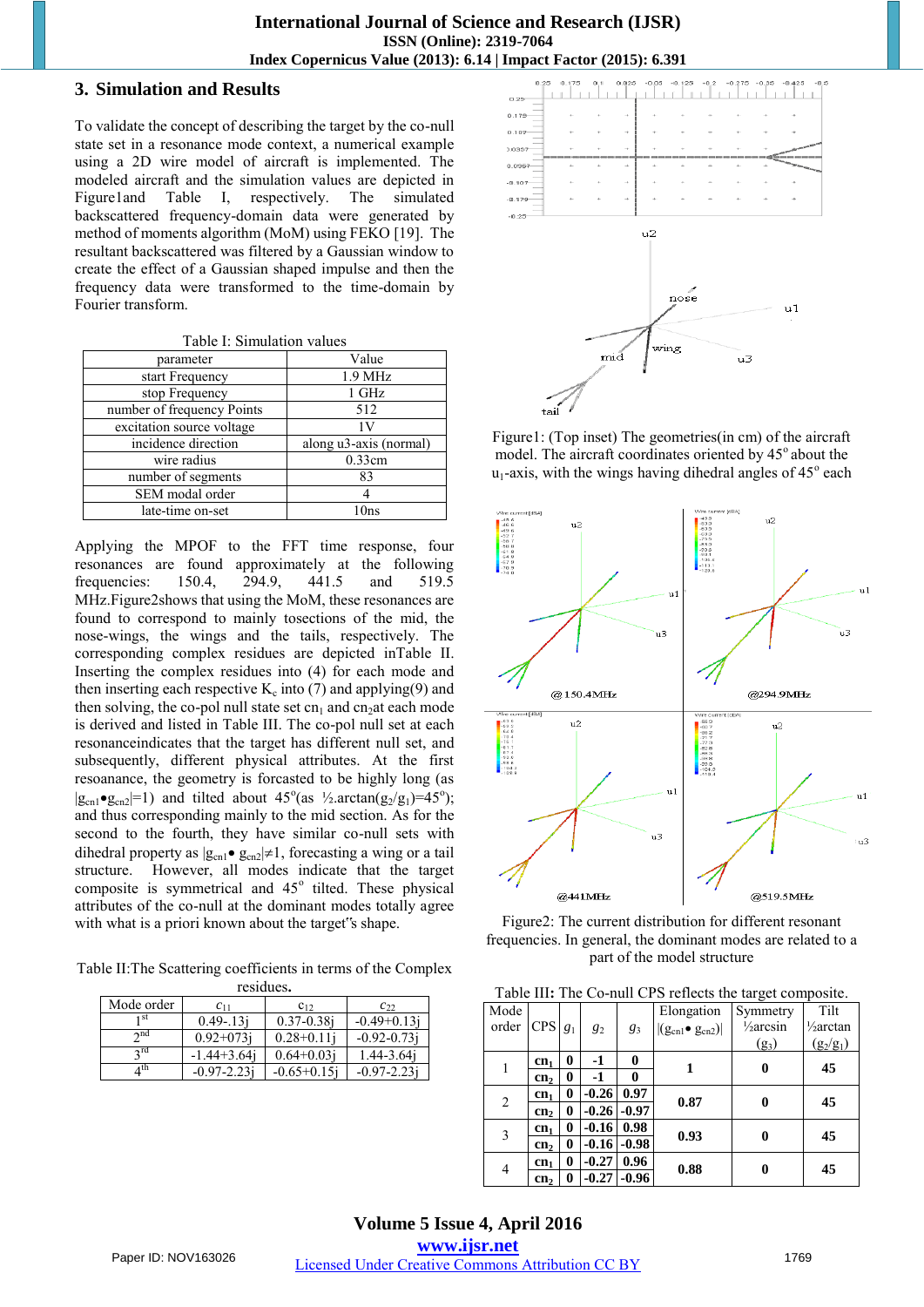## 3. Simulation and Results

To validate the concept of describing the target by the co-null state set in a resonance mode context, a numerical example using a 2D wire model of aircraft is implemented. The modeled aircraft and the simulation values are depicted in Figure1and Table I, respectively. The simulated backscattered frequency-domain data were generated by method of moments algorithm (MoM) using FEKO [19]. The resultant backscattered was filtered by a Gaussian window to create the effect of a Gaussian shaped impulse and then the frequency data were transformed to the time-domain by Fourier transform.

Table I: Simulation values

| parameter | Value |
|---|---|
| start Frequency | 1.9 MHz |
| stop Frequency | 1 GHz |
| number of frequency Points | 512 |
| excitation source voltage | 1V |
| incidence direction | along u3-axis (normal) |
| wire radius | 0.33cm |
| number of segments | 83 |
| SEM modal order | 4 |
| late-time on-set | 10ns |

Applying the MPOF to the FFT time response, four resonances are found approximately at the following frequencies: 150.4, 294.9, 441.5 and 519.5 MHz.Figure2shows that using the MoM, these resonances are found to correspond to mainly tosections of the mid, the nose-wings, the wings and the tails, respectively. The corresponding complex residues are depicted inTable II. Inserting the complex residues into (4) for each mode and then inserting each respective $K_c$ into (7) and applying(9) and then solving, the co-pol null state set $cn_1$ and $cn_2$at each mode is derived and listed in Table III. The co-pol null set at each resonanceindicates that the target has different null set, and subsequently, different physical attributes. At the first resoanance, the geometry is forcasted to be highly long (as $|g_{cn1}\bullet g_{cn2}|=1$) and tilted about 45°(as ½.arctan($g_2/g_1$)=45°); and thus corresponding mainly to the mid section. As for the second to the fourth, they have similar co-null sets with dihedral property as $|g_{cn1}\bullet g_{cn2}|\neq 1$, forecasting a wing or a tail structure. However, all modes indicate that the target composite is symmetrical and 45° tilted. These physical attributes of the co-null at the dominant modes totally agree with what is a priori known about the target‟s shape.

Figure1: (Top inset) The geometries(in cm) of the aircraft model. The aircraft coordinates oriented by 45° about the $u_1$-axis, with the wings having dihedral angles of 45° each

Figure2: The current distribution for different resonant frequencies. In general, the dominant modes are related to a part of the model structure

Table II:The Scattering coefficients in terms of the Complex residues.

| Mode order | $c_{11}$ | $c_{12}$ | $c_{22}$ |
|---|---|---|---|
| 1st | 0.49-.13j | 0.37-0.38j | -0.49+0.13j |
| 2nd | 0.92+073j | 0.28+0.11j | -0.92-0.73j |
| 3rd | -1.44+3.64j | 0.64+0.03j | 1.44-3.64j |
| 4th | -0.97-2.23j | -0.65+0.15j | -0.97-2.23j |

Table III: The Co-null CPS reflects the target composite.

| Mode order | CPS | $g_1$ | $g_2$ | $g_3$ | Elongation $\lvert(g_{cn1}\bullet g_{cn2})\rvert$ | Symmetry ½arcsin ($g_3$) | Tilt ½arctan ($g_2/g_1$) |
|---|---|---|---|---|---|---|---|
| 1 | **$cn_1$** | **0** | **-1** | **0** | **1** | **0** | **45** |
| | **$cn_2$** | **0** | **-1** | **0** | | | |
| 2 | **$cn_1$** | **0** | **-0.26** | **0.97** | **0.87** | **0** | **45** |
| | **$cn_2$** | **0** | **-0.26** | **-0.97** | | | |
| 3 | **$cn_1$** | **0** | **-0.16** | **0.98** | **0.93** | **0** | **45** |
| | **$cn_2$** | **0** | **-0.16** | **-0.98** | | | |
| 4 | **$cn_1$** | **0** | **-0.27** | **0.96** | **0.88** | **0** | **45** |
| | **$cn_2$** | **0** | **-0.27** | **-0.96** | | | |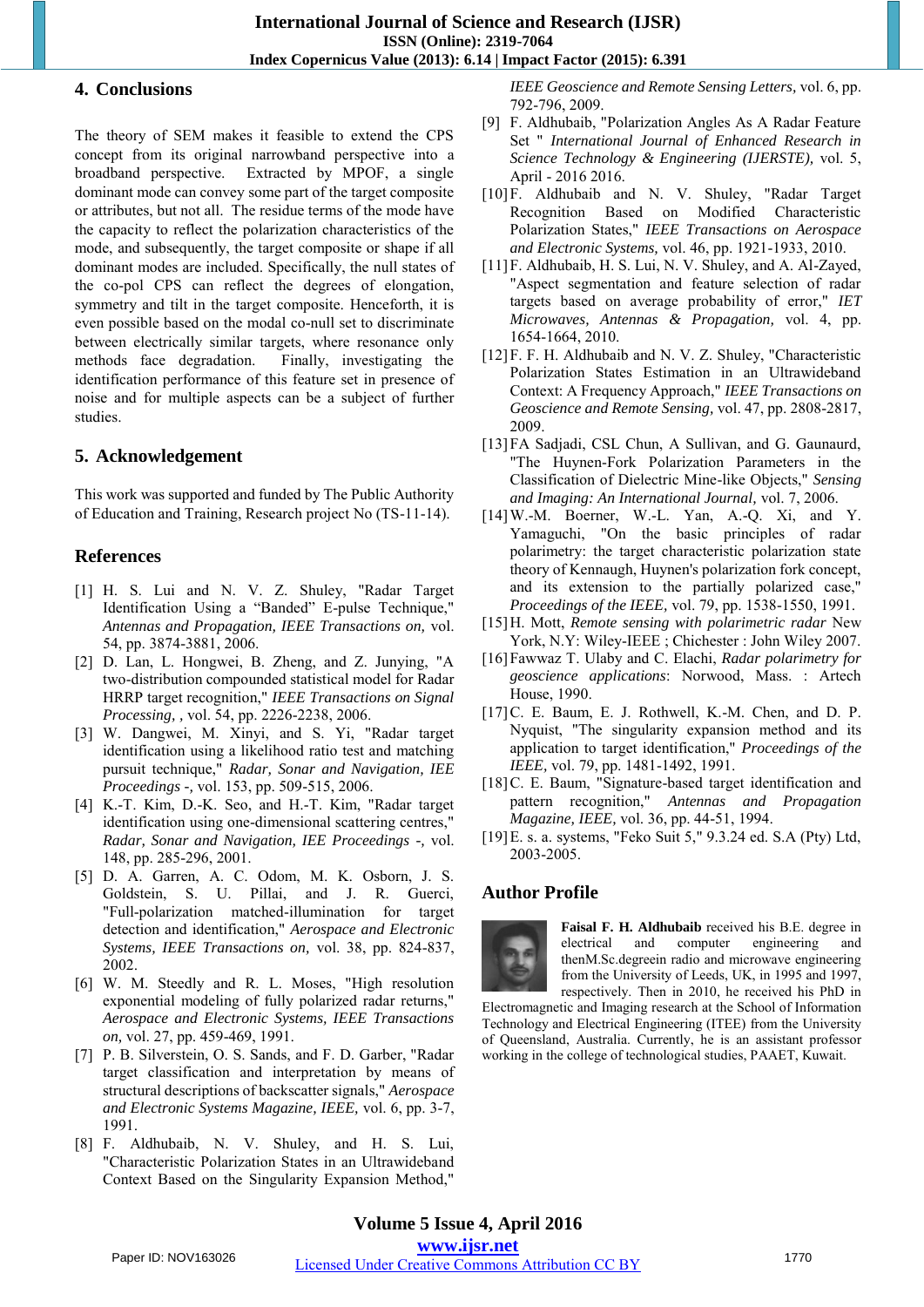## 4. Conclusions

The theory of SEM makes it feasible to extend the CPS concept from its original narrowband perspective into a broadband perspective. Extracted by MPOF, a single dominant mode can convey some part of the target composite or attributes, but not all. The residue terms of the mode have the capacity to reflect the polarization characteristics of the mode, and subsequently, the target composite or shape if all dominant modes are included. Specifically, the null states of the co-pol CPS can reflect the degrees of elongation, symmetry and tilt in the target composite. Henceforth, it is even possible based on the modal co-null set to discriminate between electrically similar targets, where resonance only methods face degradation. Finally, investigating the identification performance of this feature set in presence of noise and for multiple aspects can be a subject of further studies.

## 5. Acknowledgement

This work was supported and funded by The Public Authority of Education and Training, Research project No (TS-11-14).

## References

[1] H. S. Lui and N. V. Z. Shuley, "Radar Target Identification Using a "Banded" E-pulse Technique," *Antennas and Propagation, IEEE Transactions on,* vol. 54, pp. 3874-3881, 2006.

[2] D. Lan, L. Hongwei, B. Zheng, and Z. Junying, "A two-distribution compounded statistical model for Radar HRRP target recognition," *IEEE Transactions on Signal Processing, ,* vol. 54, pp. 2226-2238, 2006.

[3] W. Dangwei, M. Xinyi, and S. Yi, "Radar target identification using a likelihood ratio test and matching pursuit technique," *Radar, Sonar and Navigation, IEE Proceedings -,* vol. 153, pp. 509-515, 2006.

[4] K.-T. Kim, D.-K. Seo, and H.-T. Kim, "Radar target identification using one-dimensional scattering centres," *Radar, Sonar and Navigation, IEE Proceedings -,* vol. 148, pp. 285-296, 2001.

[5] D. A. Garren, A. C. Odom, M. K. Osborn, J. S. Goldstein, S. U. Pillai, and J. R. Guerci, "Full-polarization matched-illumination for target detection and identification," *Aerospace and Electronic Systems, IEEE Transactions on,* vol. 38, pp. 824-837, 2002.

[6] W. M. Steedly and R. L. Moses, "High resolution exponential modeling of fully polarized radar returns," *Aerospace and Electronic Systems, IEEE Transactions on,* vol. 27, pp. 459-469, 1991.

[7] P. B. Silverstein, O. S. Sands, and F. D. Garber, "Radar target classification and interpretation by means of structural descriptions of backscatter signals," *Aerospace and Electronic Systems Magazine, IEEE,* vol. 6, pp. 3-7, 1991.

[8] F. Aldhubaib, N. V. Shuley, and H. S. Lui, "Characteristic Polarization States in an Ultrawideband Context Based on the Singularity Expansion Method," *IEEE Geoscience and Remote Sensing Letters,* vol. 6, pp. 792-796, 2009.

[9] F. Aldhubaib, "Polarization Angles As A Radar Feature Set " *International Journal of Enhanced Research in Science Technology & Engineering (IJERSTE),* vol. 5, April - 2016 2016.

[10] F. Aldhubaib and N. V. Shuley, "Radar Target Recognition Based on Modified Characteristic Polarization States," *IEEE Transactions on Aerospace and Electronic Systems,* vol. 46, pp. 1921-1933, 2010.

[11] F. Aldhubaib, H. S. Lui, N. V. Shuley, and A. Al-Zayed, "Aspect segmentation and feature selection of radar targets based on average probability of error," *IET Microwaves, Antennas & Propagation,* vol. 4, pp. 1654-1664, 2010.

[12] F. F. H. Aldhubaib and N. V. Z. Shuley, "Characteristic Polarization States Estimation in an Ultrawideband Context: A Frequency Approach," *IEEE Transactions on Geoscience and Remote Sensing,* vol. 47, pp. 2808-2817, 2009.

[13] FA Sadjadi, CSL Chun, A Sullivan, and G. Gaunaurd, "The Huynen-Fork Polarization Parameters in the Classification of Dielectric Mine-like Objects," *Sensing and Imaging: An International Journal,* vol. 7, 2006.

[14] W.-M. Boerner, W.-L. Yan, A.-Q. Xi, and Y. Yamaguchi, "On the basic principles of radar polarimetry: the target characteristic polarization state theory of Kennaugh, Huynen's polarization fork concept, and its extension to the partially polarized case," *Proceedings of the IEEE,* vol. 79, pp. 1538-1550, 1991.

[15] H. Mott, *Remote sensing with polarimetric radar* New York, N.Y: Wiley-IEEE ; Chichester : John Wiley 2007.

[16] Fawwaz T. Ulaby and C. Elachi, *Radar polarimetry for geoscience applications*: Norwood, Mass. : Artech House, 1990.

[17] C. E. Baum, E. J. Rothwell, K.-M. Chen, and D. P. Nyquist, "The singularity expansion method and its application to target identification," *Proceedings of the IEEE,* vol. 79, pp. 1481-1492, 1991.

[18] C. E. Baum, "Signature-based target identification and pattern recognition," *Antennas and Propagation Magazine, IEEE,* vol. 36, pp. 44-51, 1994.

[19] E. s. a. systems, "Feko Suit 5," 9.3.24 ed. S.A (Pty) Ltd, 2003-2005.

## Author Profile

**Faisal F. H. Aldhubaib** received his B.E. degree in electrical and computer engineering and thenM.Sc.degreein radio and microwave engineering from the University of Leeds, UK, in 1995 and 1997, respectively. Then in 2010, he received his PhD in Electromagnetic and Imaging research at the School of Information Technology and Electrical Engineering (ITEE) from the University of Queensland, Australia. Currently, he is an assistant professor working in the college of technological studies, PAAET, Kuwait.